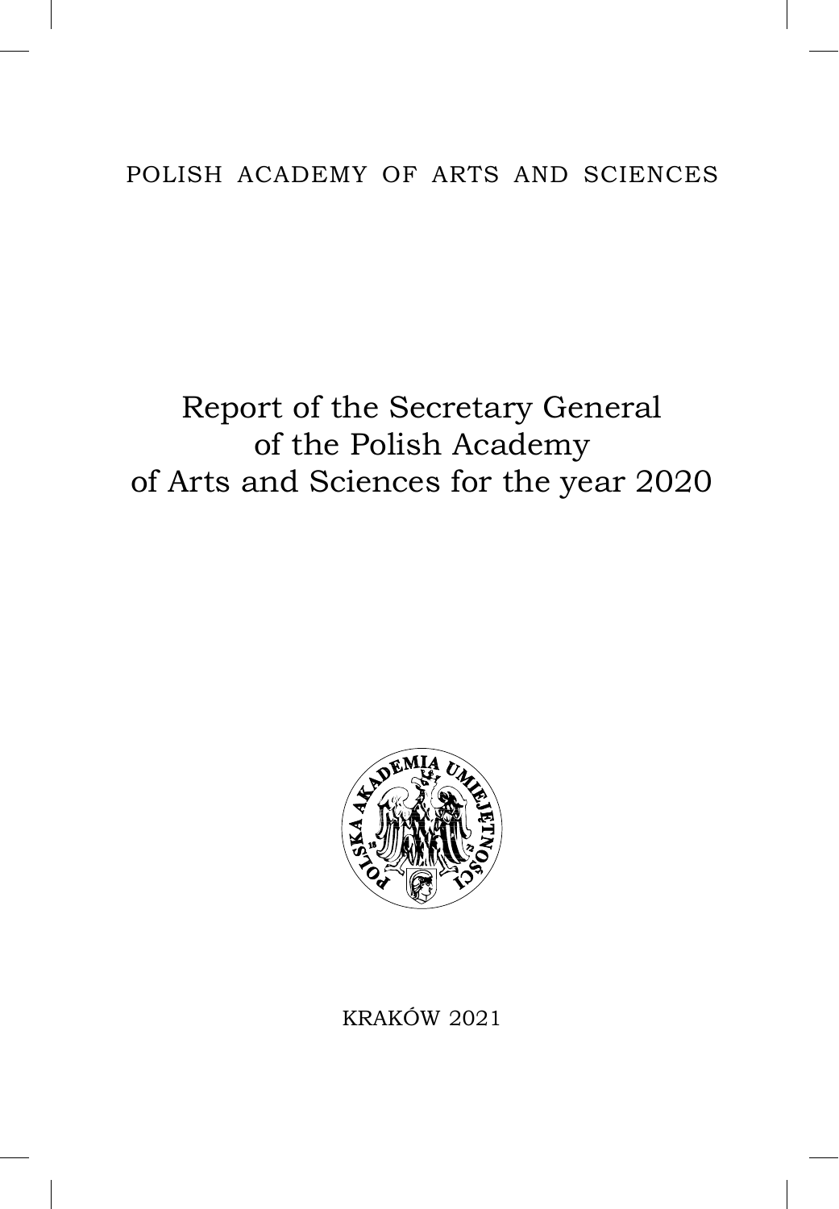POLISH ACADEMY OF ARTS AND SCIENCES

# Report of the Secretary General of the Polish Academy of Arts and Sciences for the year 2020

KRAKÓW 2021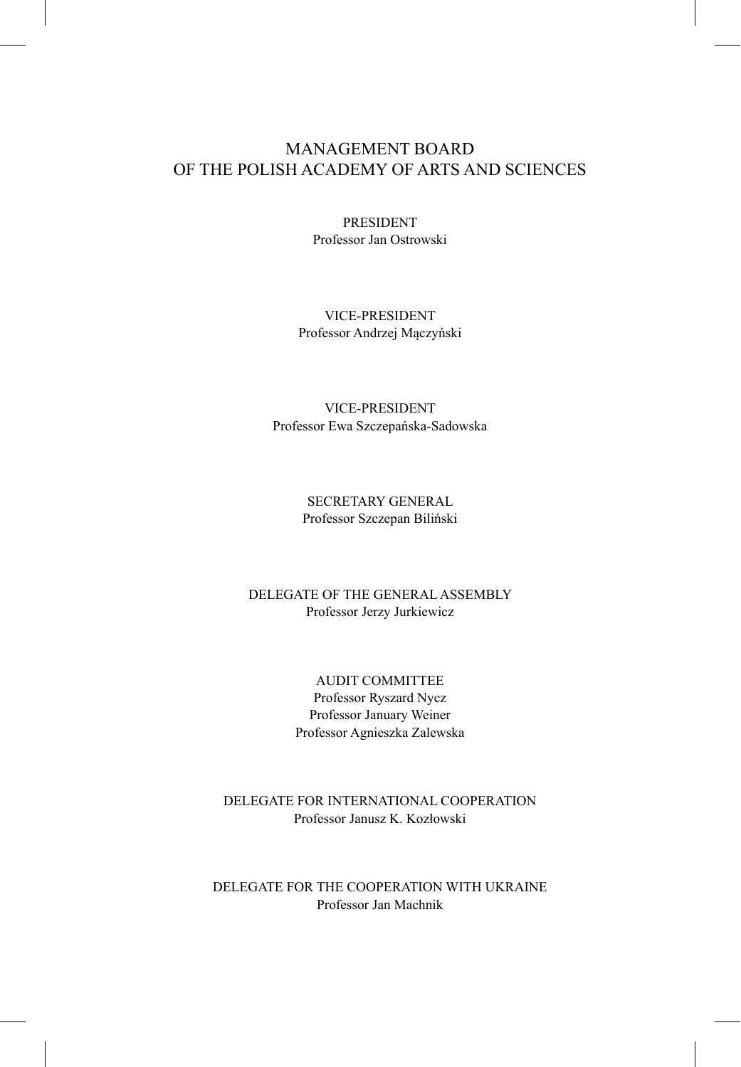# MANAGEMENT BOARD
# OF THE POLISH ACADEMY OF ARTS AND SCIENCES

PRESIDENT
Professor Jan Ostrowski

VICE-PRESIDENT
Professor Andrzej Mączyński

VICE-PRESIDENT
Professor Ewa Szczepańska-Sadowska

SECRETARY GENERAL
Professor Szczepan Biliński

DELEGATE OF THE GENERAL ASSEMBLY
Professor Jerzy Jurkiewicz

AUDIT COMMITTEE
Professor Ryszard Nycz
Professor January Weiner
Professor Agnieszka Zalewska

DELEGATE FOR INTERNATIONAL COOPERATION
Professor Janusz K. Kozłowski

DELEGATE FOR THE COOPERATION WITH UKRAINE
Professor Jan Machnik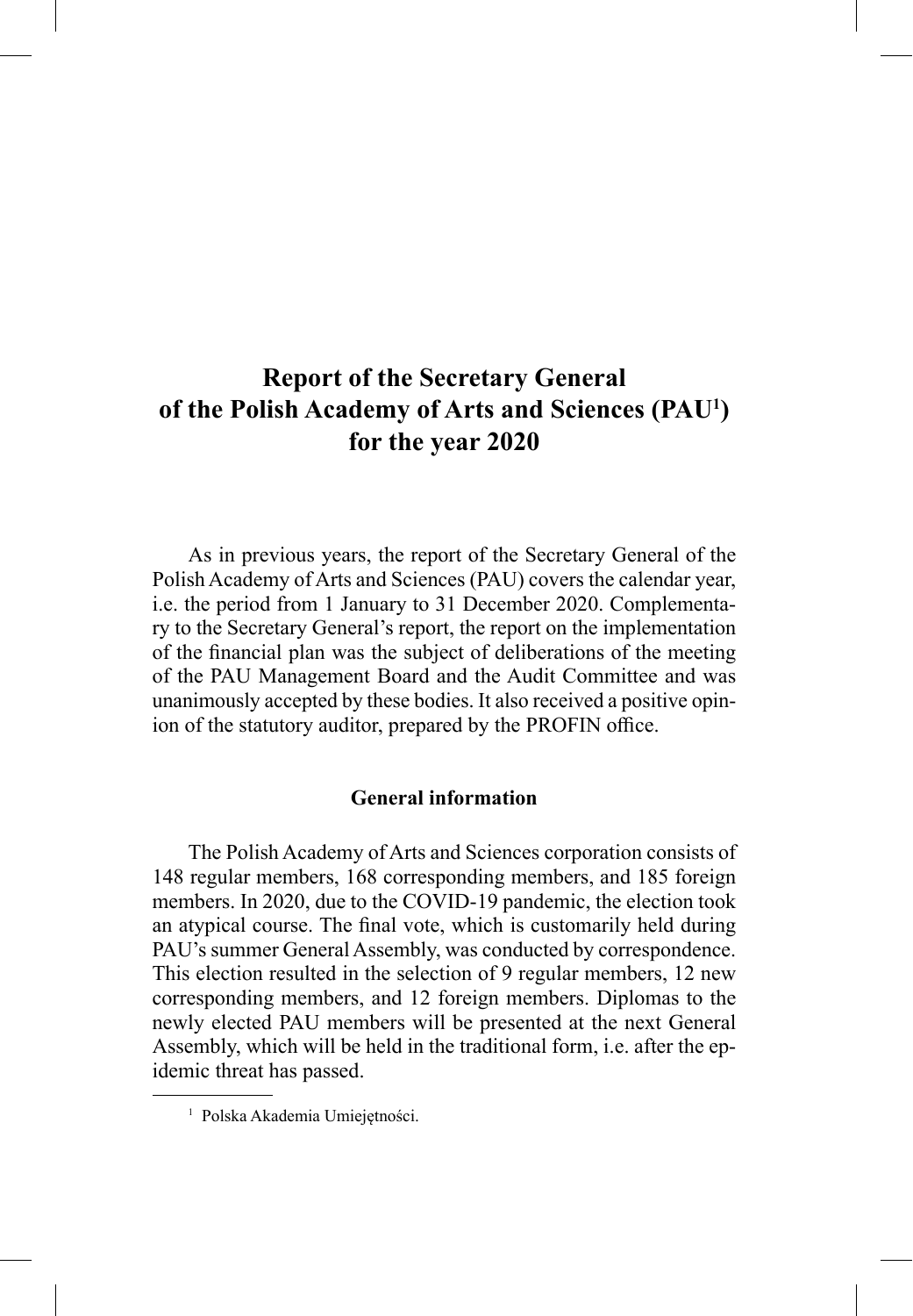# Report of the Secretary General of the Polish Academy of Arts and Sciences (PAU[1]) for the year 2020

As in previous years, the report of the Secretary General of the Polish Academy of Arts and Sciences (PAU) covers the calendar year, i.e. the period from 1 January to 31 December 2020. Complementary to the Secretary General's report, the report on the implementation of the financial plan was the subject of deliberations of the meeting of the PAU Management Board and the Audit Committee and was unanimously accepted by these bodies. It also received a positive opinion of the statutory auditor, prepared by the PROFIN office.

## General information

The Polish Academy of Arts and Sciences corporation consists of 148 regular members, 168 corresponding members, and 185 foreign members. In 2020, due to the COVID-19 pandemic, the election took an atypical course. The final vote, which is customarily held during PAU's summer General Assembly, was conducted by correspondence. This election resulted in the selection of 9 regular members, 12 new corresponding members, and 12 foreign members. Diplomas to the newly elected PAU members will be presented at the next General Assembly, which will be held in the traditional form, i.e. after the epidemic threat has passed.

[1] Polska Akademia Umiejętności.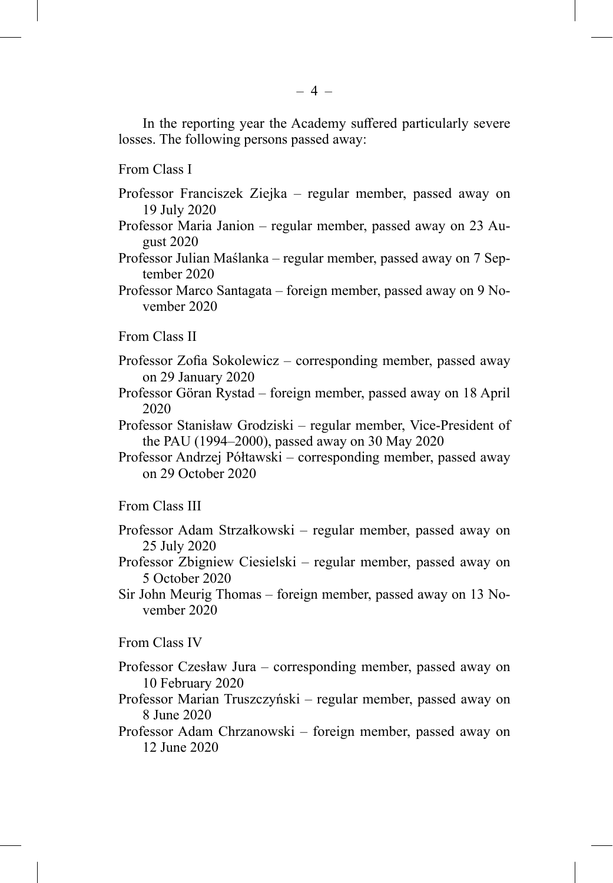In the reporting year the Academy suffered particularly severe losses. The following persons passed away:

From Class I

Professor Franciszek Ziejka – regular member, passed away on 19 July 2020

Professor Maria Janion – regular member, passed away on 23 August 2020

Professor Julian Maślanka – regular member, passed away on 7 September 2020

Professor Marco Santagata – foreign member, passed away on 9 November 2020

From Class II

Professor Zofia Sokolewicz – corresponding member, passed away on 29 January 2020

Professor Göran Rystad – foreign member, passed away on 18 April 2020

Professor Stanisław Grodziski – regular member, Vice-President of the PAU (1994–2000), passed away on 30 May 2020

Professor Andrzej Półtawski – corresponding member, passed away on 29 October 2020

From Class III

Professor Adam Strzałkowski – regular member, passed away on 25 July 2020

Professor Zbigniew Ciesielski – regular member, passed away on 5 October 2020

Sir John Meurig Thomas – foreign member, passed away on 13 November 2020

From Class IV

Professor Czesław Jura – corresponding member, passed away on 10 February 2020

Professor Marian Truszczyński – regular member, passed away on 8 June 2020

Professor Adam Chrzanowski – foreign member, passed away on 12 June 2020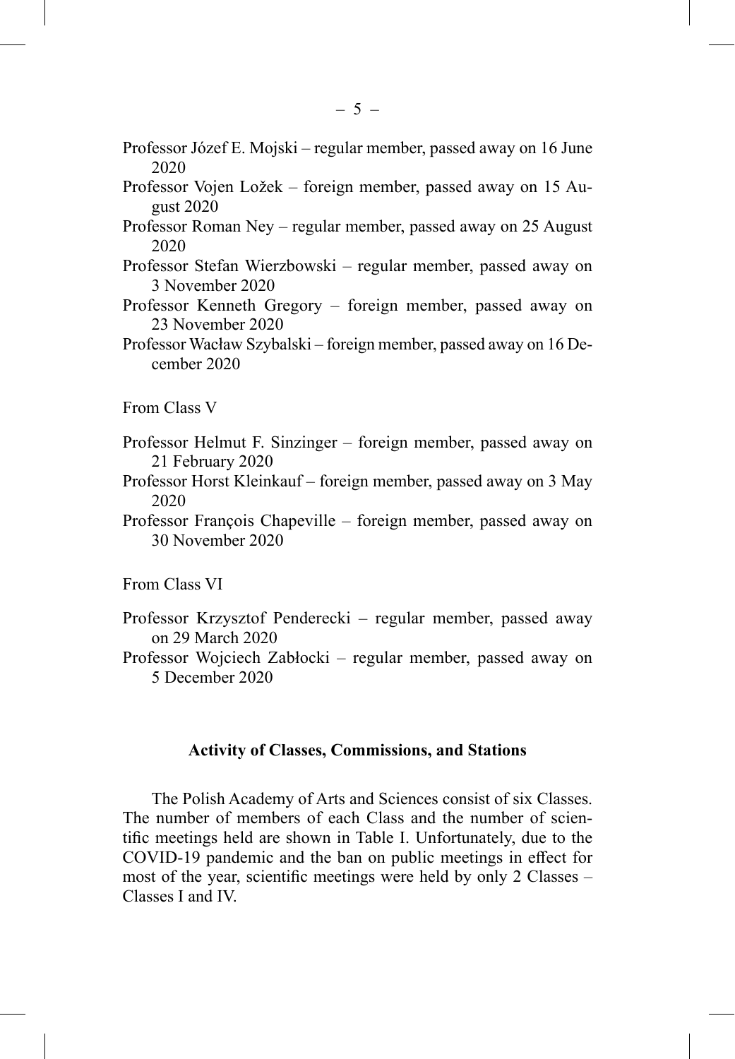Professor Józef E. Mojski – regular member, passed away on 16 June 2020

Professor Vojen Ložek – foreign member, passed away on 15 August 2020

Professor Roman Ney – regular member, passed away on 25 August 2020

Professor Stefan Wierzbowski – regular member, passed away on 3 November 2020

Professor Kenneth Gregory – foreign member, passed away on 23 November 2020

Professor Wacław Szybalski – foreign member, passed away on 16 December 2020

From Class V

Professor Helmut F. Sinzinger – foreign member, passed away on 21 February 2020

Professor Horst Kleinkauf – foreign member, passed away on 3 May 2020

Professor François Chapeville – foreign member, passed away on 30 November 2020

From Class VI

Professor Krzysztof Penderecki – regular member, passed away on 29 March 2020

Professor Wojciech Zabłocki – regular member, passed away on 5 December 2020

## Activity of Classes, Commissions, and Stations

The Polish Academy of Arts and Sciences consist of six Classes. The number of members of each Class and the number of scientific meetings held are shown in Table I. Unfortunately, due to the COVID-19 pandemic and the ban on public meetings in effect for most of the year, scientific meetings were held by only 2 Classes – Classes I and IV.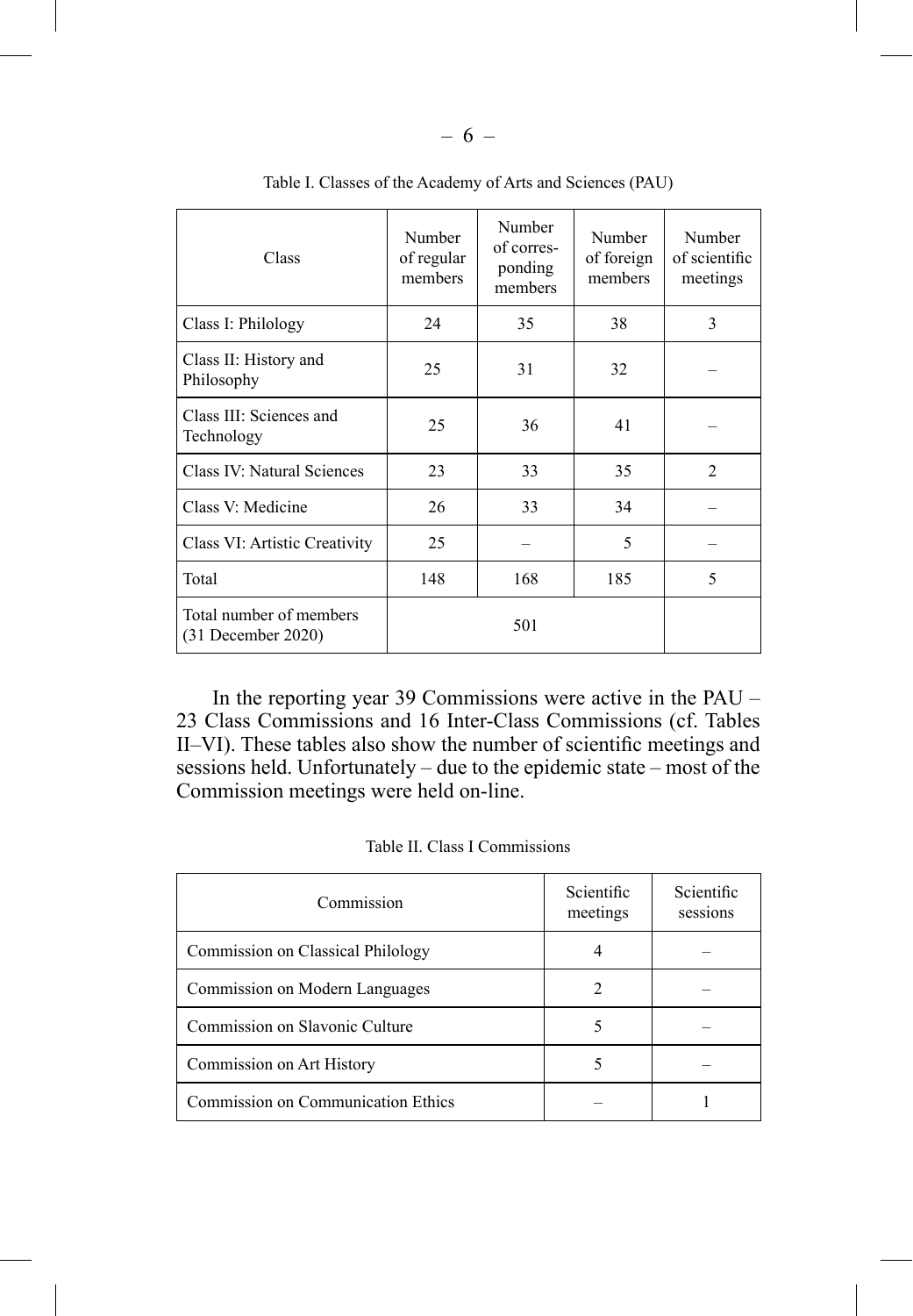Table I. Classes of the Academy of Arts and Sciences (PAU)

| Class | Number of regular members | Number of corres-ponding members | Number of foreign members | Number of scientific meetings |
|---|---|---|---|---|
| Class I: Philology | 24 | 35 | 38 | 3 |
| Class II: History and Philosophy | 25 | 31 | 32 | – |
| Class III: Sciences and Technology | 25 | 36 | 41 | – |
| Class IV: Natural Sciences | 23 | 33 | 35 | 2 |
| Class V: Medicine | 26 | 33 | 34 | – |
| Class VI: Artistic Creativity | 25 | – | 5 | – |
| Total | 148 | 168 | 185 | 5 |
| Total number of members (31 December 2020) | 501 | | | |

In the reporting year 39 Commissions were active in the PAU – 23 Class Commissions and 16 Inter-Class Commissions (cf. Tables II–VI). These tables also show the number of scientific meetings and sessions held. Unfortunately – due to the epidemic state – most of the Commission meetings were held on-line.

Table II. Class I Commissions

| Commission | Scientific meetings | Scientific sessions |
|---|---|---|
| Commission on Classical Philology | 4 | – |
| Commission on Modern Languages | 2 | – |
| Commission on Slavonic Culture | 5 | – |
| Commission on Art History | 5 | – |
| Commission on Communication Ethics | – | 1 |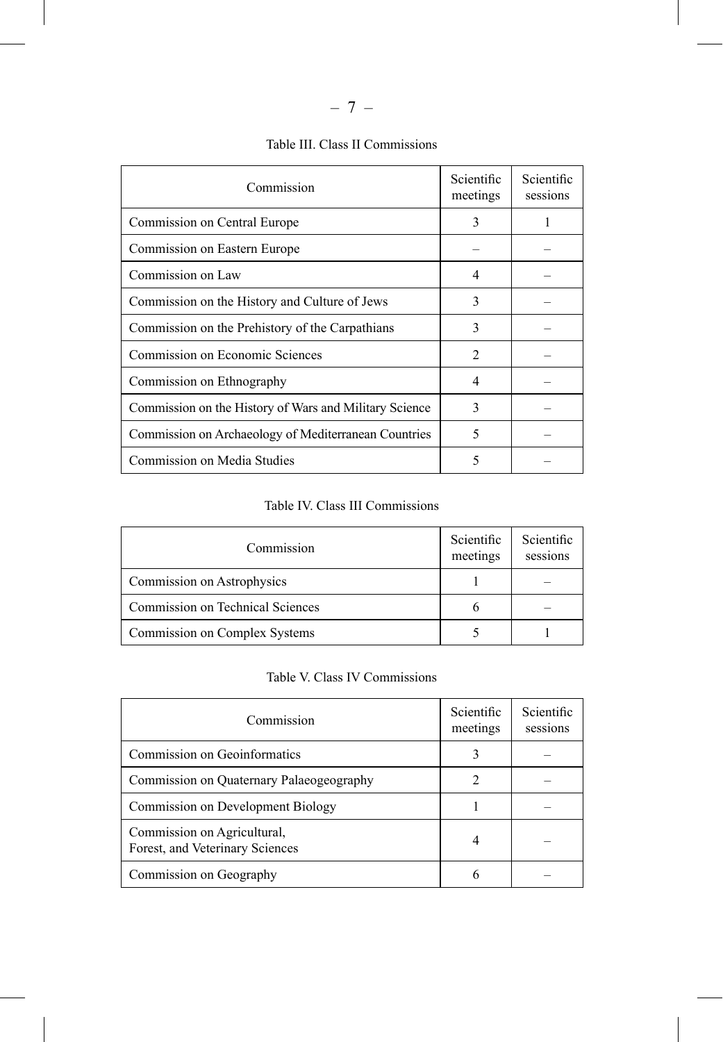Table III. Class II Commissions

| Commission | Scientific meetings | Scientific sessions |
|---|---|---|
| Commission on Central Europe | 3 | 1 |
| Commission on Eastern Europe | – | – |
| Commission on Law | 4 | – |
| Commission on the History and Culture of Jews | 3 | – |
| Commission on the Prehistory of the Carpathians | 3 | – |
| Commission on Economic Sciences | 2 | – |
| Commission on Ethnography | 4 | – |
| Commission on the History of Wars and Military Science | 3 | – |
| Commission on Archaeology of Mediterranean Countries | 5 | – |
| Commission on Media Studies | 5 | – |

Table IV. Class III Commissions

| Commission | Scientific meetings | Scientific sessions |
|---|---|---|
| Commission on Astrophysics | 1 | – |
| Commission on Technical Sciences | 6 | – |
| Commission on Complex Systems | 5 | 1 |

Table V. Class IV Commissions

| Commission | Scientific meetings | Scientific sessions |
|---|---|---|
| Commission on Geoinformatics | 3 | – |
| Commission on Quaternary Palaeogeography | 2 | – |
| Commission on Development Biology | 1 | – |
| Commission on Agricultural, Forest, and Veterinary Sciences | 4 | – |
| Commission on Geography | 6 | – |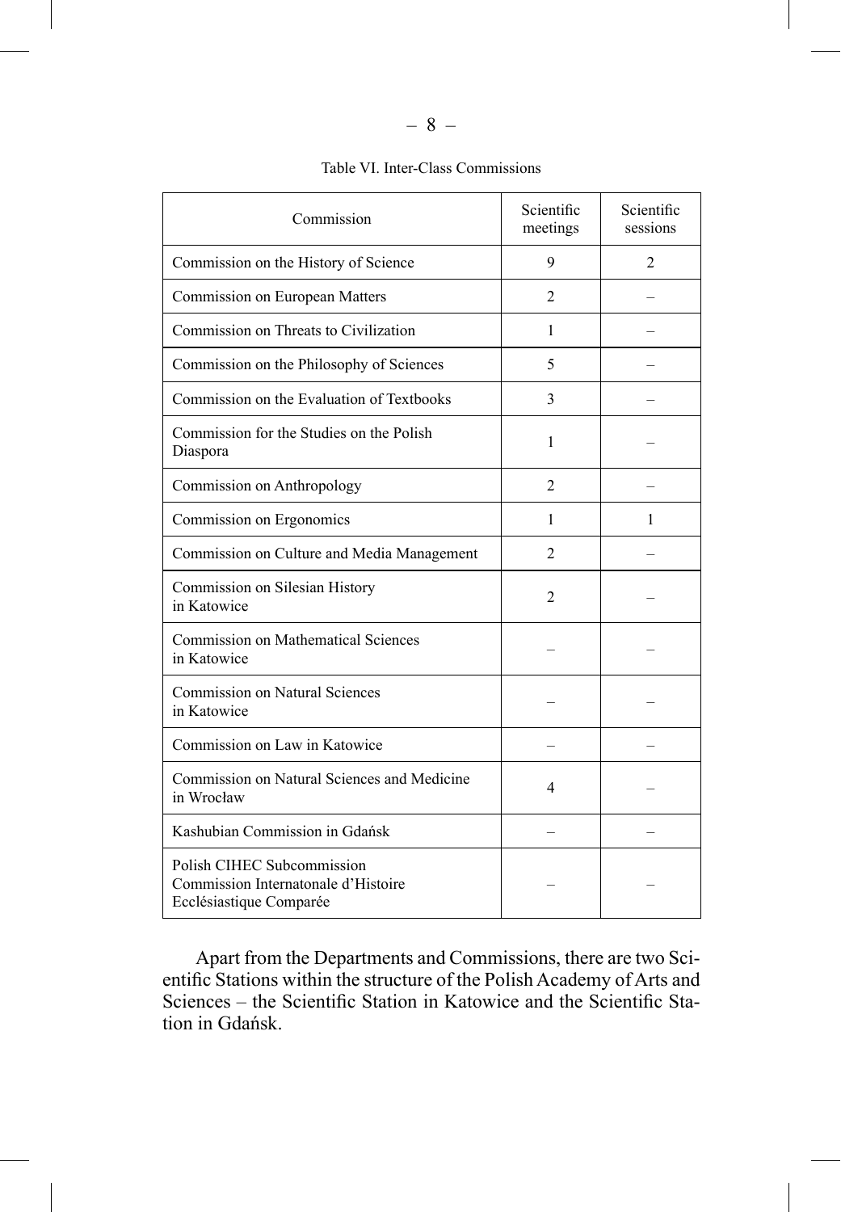Table VI. Inter-Class Commissions

| Commission | Scientific meetings | Scientific sessions |
|---|---|---|
| Commission on the History of Science | 9 | 2 |
| Commission on European Matters | 2 | – |
| Commission on Threats to Civilization | 1 | – |
| Commission on the Philosophy of Sciences | 5 | – |
| Commission on the Evaluation of Textbooks | 3 | – |
| Commission for the Studies on the Polish Diaspora | 1 | – |
| Commission on Anthropology | 2 | – |
| Commission on Ergonomics | 1 | 1 |
| Commission on Culture and Media Management | 2 | – |
| Commission on Silesian History in Katowice | 2 | – |
| Commission on Mathematical Sciences in Katowice | – | – |
| Commission on Natural Sciences in Katowice | – | – |
| Commission on Law in Katowice | – | – |
| Commission on Natural Sciences and Medicine in Wrocław | 4 | – |
| Kashubian Commission in Gdańsk | – | – |
| Polish CIHEC Subcommission Commission Internatonale d'Histoire Ecclésiastique Comparée | – | – |

Apart from the Departments and Commissions, there are two Scientific Stations within the structure of the Polish Academy of Arts and Sciences – the Scientific Station in Katowice and the Scientific Station in Gdańsk.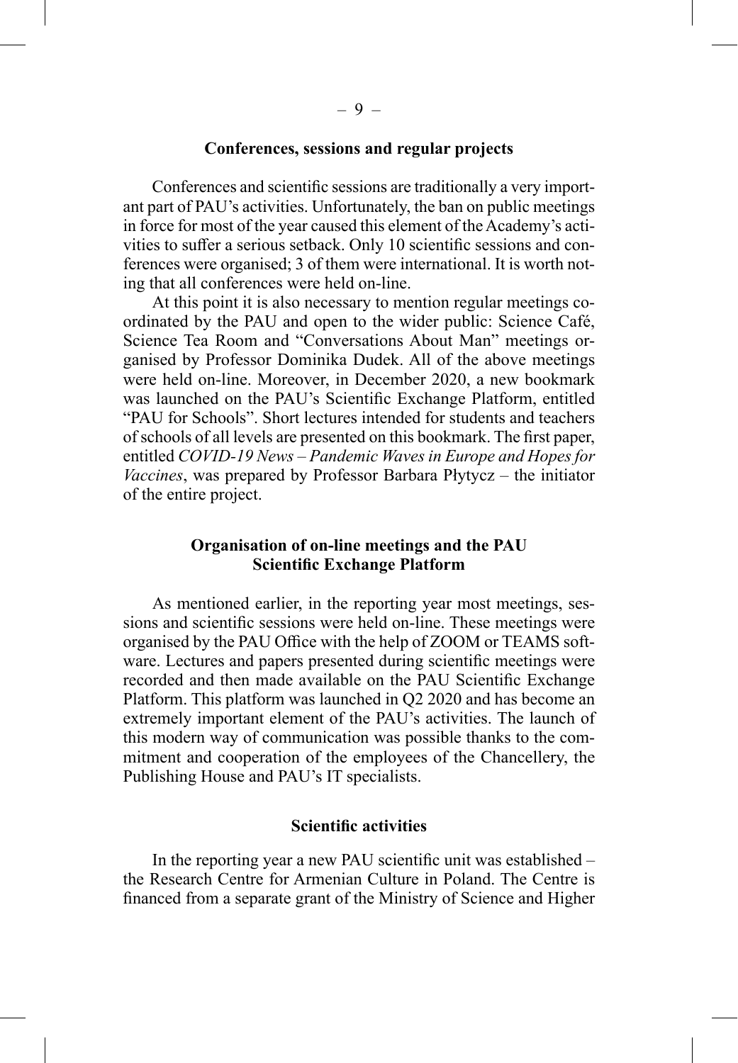## Conferences, sessions and regular projects

Conferences and scientific sessions are traditionally a very important part of PAU's activities. Unfortunately, the ban on public meetings in force for most of the year caused this element of the Academy's activities to suffer a serious setback. Only 10 scientific sessions and conferences were organised; 3 of them were international. It is worth noting that all conferences were held on-line.

At this point it is also necessary to mention regular meetings coordinated by the PAU and open to the wider public: Science Café, Science Tea Room and "Conversations About Man" meetings organised by Professor Dominika Dudek. All of the above meetings were held on-line. Moreover, in December 2020, a new bookmark was launched on the PAU's Scientific Exchange Platform, entitled "PAU for Schools". Short lectures intended for students and teachers of schools of all levels are presented on this bookmark. The first paper, entitled *COVID-19 News – Pandemic Waves in Europe and Hopes for Vaccines*, was prepared by Professor Barbara Płytycz – the initiator of the entire project.

## Organisation of on-line meetings and the PAU Scientific Exchange Platform

As mentioned earlier, in the reporting year most meetings, sessions and scientific sessions were held on-line. These meetings were organised by the PAU Office with the help of ZOOM or TEAMS software. Lectures and papers presented during scientific meetings were recorded and then made available on the PAU Scientific Exchange Platform. This platform was launched in Q2 2020 and has become an extremely important element of the PAU's activities. The launch of this modern way of communication was possible thanks to the commitment and cooperation of the employees of the Chancellery, the Publishing House and PAU's IT specialists.

## Scientific activities

In the reporting year a new PAU scientific unit was established – the Research Centre for Armenian Culture in Poland. The Centre is financed from a separate grant of the Ministry of Science and Higher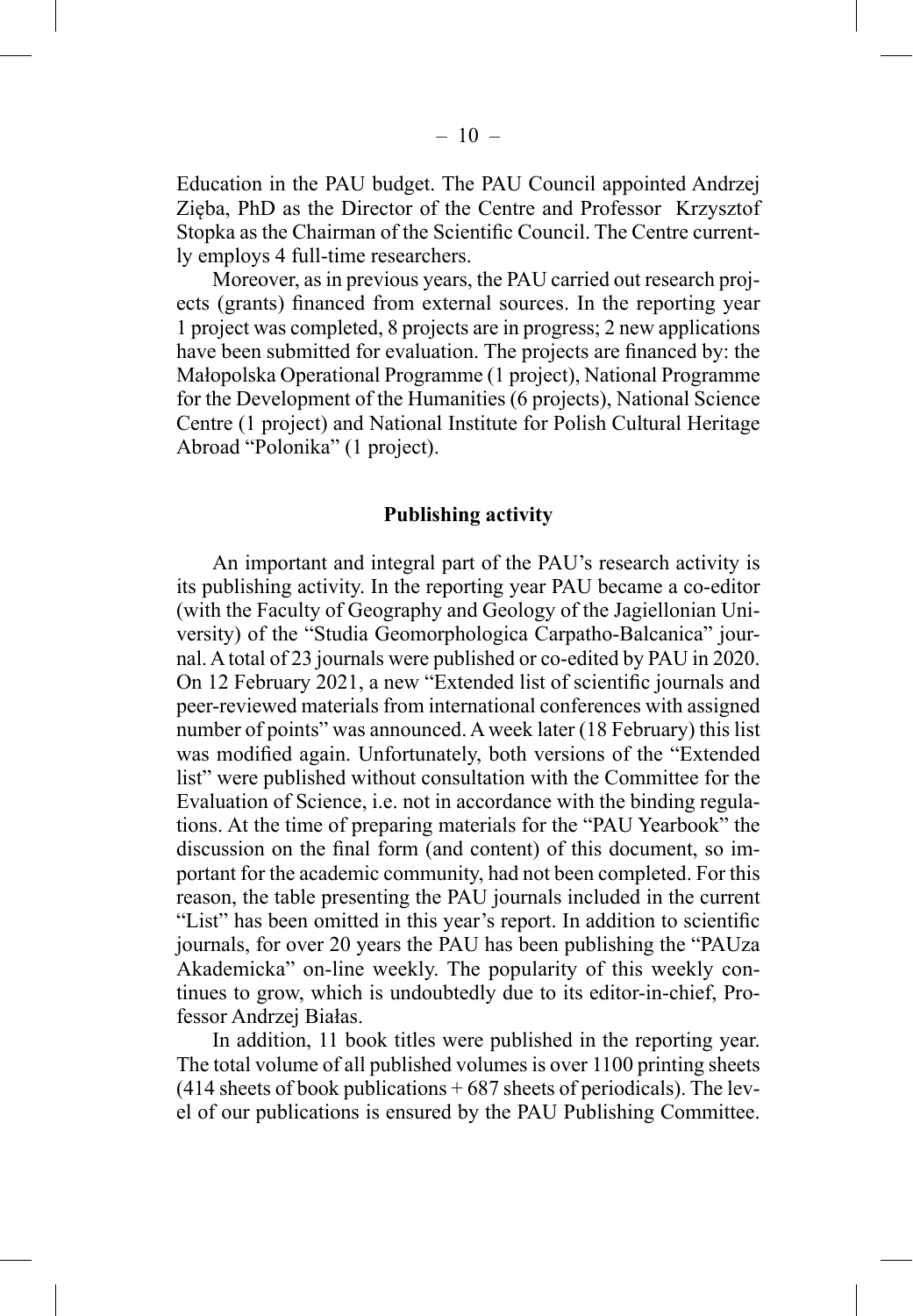Education in the PAU budget. The PAU Council appointed Andrzej Zięba, PhD as the Director of the Centre and Professor Krzysztof Stopka as the Chairman of the Scientific Council. The Centre currently employs 4 full-time researchers.

Moreover, as in previous years, the PAU carried out research projects (grants) financed from external sources. In the reporting year 1 project was completed, 8 projects are in progress; 2 new applications have been submitted for evaluation. The projects are financed by: the Małopolska Operational Programme (1 project), National Programme for the Development of the Humanities (6 projects), National Science Centre (1 project) and National Institute for Polish Cultural Heritage Abroad "Polonika" (1 project).

## Publishing activity

An important and integral part of the PAU's research activity is its publishing activity. In the reporting year PAU became a co-editor (with the Faculty of Geography and Geology of the Jagiellonian University) of the "Studia Geomorphologica Carpatho-Balcanica" journal. A total of 23 journals were published or co-edited by PAU in 2020. On 12 February 2021, a new "Extended list of scientific journals and peer-reviewed materials from international conferences with assigned number of points" was announced. A week later (18 February) this list was modified again. Unfortunately, both versions of the "Extended list" were published without consultation with the Committee for the Evaluation of Science, i.e. not in accordance with the binding regulations. At the time of preparing materials for the "PAU Yearbook" the discussion on the final form (and content) of this document, so important for the academic community, had not been completed. For this reason, the table presenting the PAU journals included in the current "List" has been omitted in this year's report. In addition to scientific journals, for over 20 years the PAU has been publishing the "PAUza Akademicka" on-line weekly. The popularity of this weekly continues to grow, which is undoubtedly due to its editor-in-chief, Professor Andrzej Białas.

In addition, 11 book titles were published in the reporting year. The total volume of all published volumes is over 1100 printing sheets (414 sheets of book publications + 687 sheets of periodicals). The level of our publications is ensured by the PAU Publishing Committee.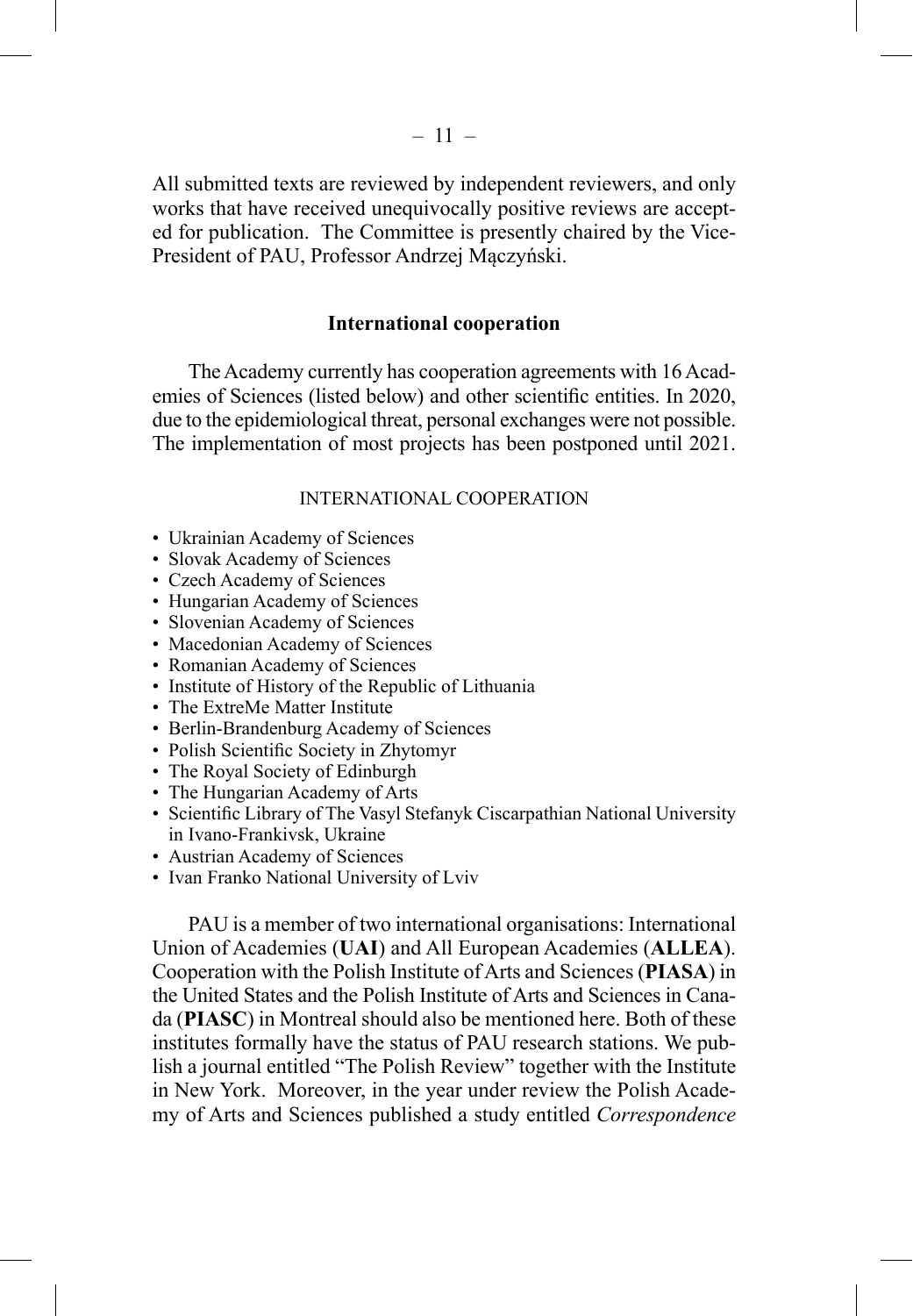All submitted texts are reviewed by independent reviewers, and only works that have received unequivocally positive reviews are accepted for publication. The Committee is presently chaired by the Vice-President of PAU, Professor Andrzej Mączyński.

## International cooperation

The Academy currently has cooperation agreements with 16 Academies of Sciences (listed below) and other scientific entities. In 2020, due to the epidemiological threat, personal exchanges were not possible. The implementation of most projects has been postponed until 2021.

### INTERNATIONAL COOPERATION

- Ukrainian Academy of Sciences
- Slovak Academy of Sciences
- Czech Academy of Sciences
- Hungarian Academy of Sciences
- Slovenian Academy of Sciences
- Macedonian Academy of Sciences
- Romanian Academy of Sciences
- Institute of History of the Republic of Lithuania
- The ExtreMe Matter Institute
- Berlin-Brandenburg Academy of Sciences
- Polish Scientific Society in Zhytomyr
- The Royal Society of Edinburgh
- The Hungarian Academy of Arts
- Scientific Library of The Vasyl Stefanyk Ciscarpathian National University in Ivano-Frankivsk, Ukraine
- Austrian Academy of Sciences
- Ivan Franko National University of Lviv

PAU is a member of two international organisations: International Union of Academies (**UAI**) and All European Academies (**ALLEA**). Cooperation with the Polish Institute of Arts and Sciences (**PIASA**) in the United States and the Polish Institute of Arts and Sciences in Canada (**PIASC**) in Montreal should also be mentioned here. Both of these institutes formally have the status of PAU research stations. We publish a journal entitled "The Polish Review" together with the Institute in New York. Moreover, in the year under review the Polish Academy of Arts and Sciences published a study entitled *Correspondence*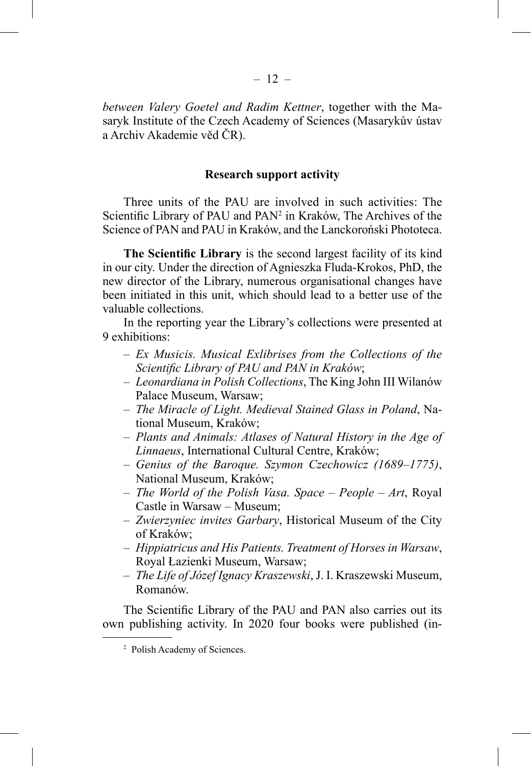*between Valery Goetel and Radim Kettner*, together with the Masaryk Institute of the Czech Academy of Sciences (Masarykův ústav a Archiv Akademie věd ČR).

#### Research support activity

Three units of the PAU are involved in such activities: The Scientific Library of PAU and PAN[2] in Kraków, The Archives of the Science of PAN and PAU in Kraków, and the Lanckoroński Phototeca.

**The Scientific Library** is the second largest facility of its kind in our city. Under the direction of Agnieszka Fluda-Krokos, PhD, the new director of the Library, numerous organisational changes have been initiated in this unit, which should lead to a better use of the valuable collections.

In the reporting year the Library's collections were presented at 9 exhibitions:

- *Ex Musicis. Musical Exlibrises from the Collections of the Scientific Library of PAU and PAN in Kraków*;
- *Leonardiana in Polish Collections*, The King John III Wilanów Palace Museum, Warsaw;
- *The Miracle of Light. Medieval Stained Glass in Poland*, National Museum, Kraków;
- *Plants and Animals: Atlases of Natural History in the Age of Linnaeus*, International Cultural Centre, Kraków;
- *Genius of the Baroque. Szymon Czechowicz (1689–1775)*, National Museum, Kraków;
- *The World of the Polish Vasa. Space – People – Art*, Royal Castle in Warsaw – Museum;
- *Zwierzyniec invites Garbary*, Historical Museum of the City of Kraków;
- *Hippiatricus and His Patients. Treatment of Horses in Warsaw*, Royal Łazienki Museum, Warsaw;
- *The Life of Józef Ignacy Kraszewski*, J. I. Kraszewski Museum, Romanów.

The Scientific Library of the PAU and PAN also carries out its own publishing activity. In 2020 four books were published (in-

[2] Polish Academy of Sciences.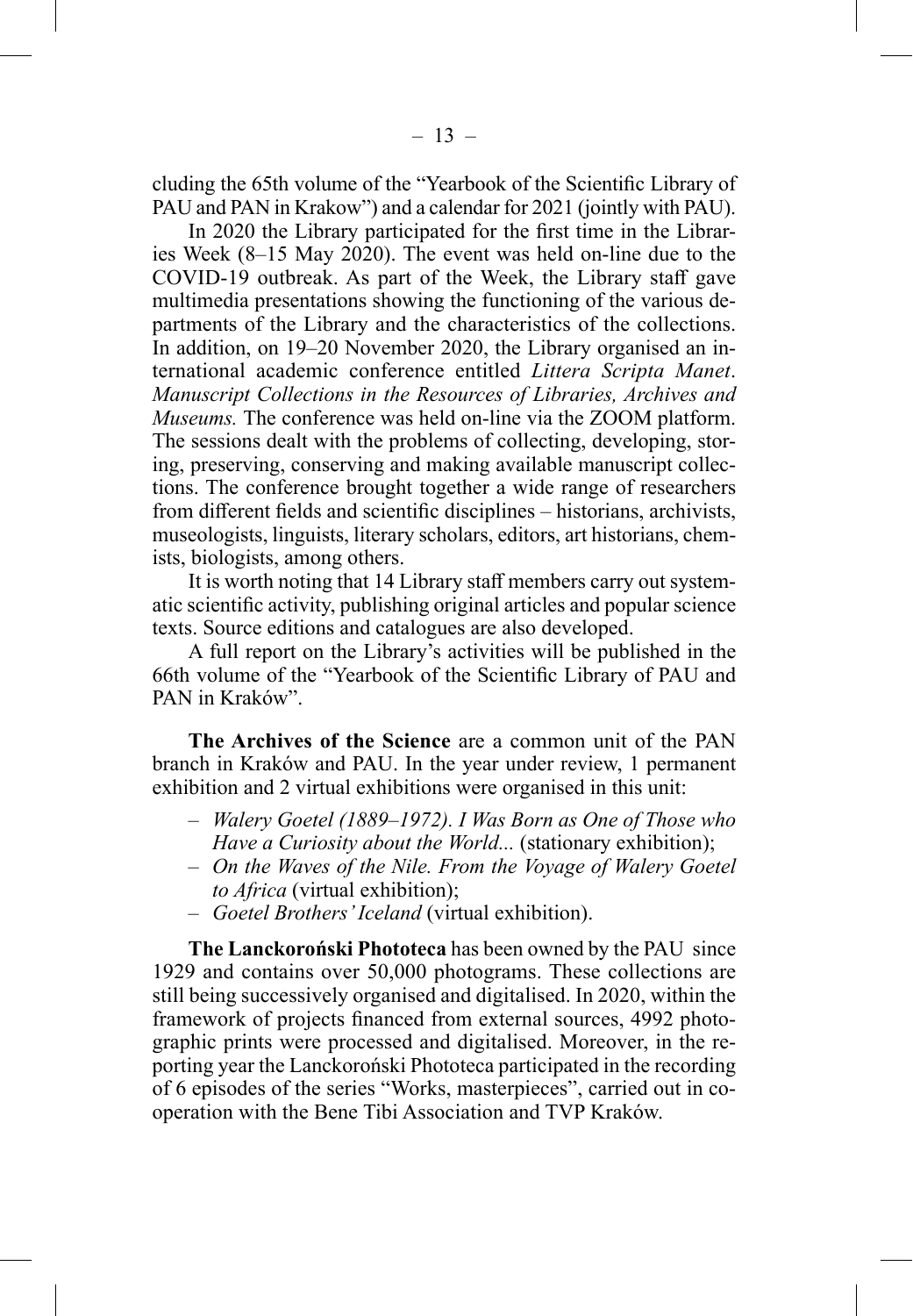cluding the 65th volume of the "Yearbook of the Scientific Library of PAU and PAN in Krakow") and a calendar for 2021 (jointly with PAU).

In 2020 the Library participated for the first time in the Libraries Week (8–15 May 2020). The event was held on-line due to the COVID-19 outbreak. As part of the Week, the Library staff gave multimedia presentations showing the functioning of the various departments of the Library and the characteristics of the collections. In addition, on 19–20 November 2020, the Library organised an international academic conference entitled *Littera Scripta Manet*. *Manuscript Collections in the Resources of Libraries, Archives and Museums.* The conference was held on-line via the ZOOM platform. The sessions dealt with the problems of collecting, developing, storing, preserving, conserving and making available manuscript collections. The conference brought together a wide range of researchers from different fields and scientific disciplines – historians, archivists, museologists, linguists, literary scholars, editors, art historians, chemists, biologists, among others.

It is worth noting that 14 Library staff members carry out systematic scientific activity, publishing original articles and popular science texts. Source editions and catalogues are also developed.

A full report on the Library's activities will be published in the 66th volume of the "Yearbook of the Scientific Library of PAU and PAN in Kraków".

**The Archives of the Science** are a common unit of the PAN branch in Kraków and PAU. In the year under review, 1 permanent exhibition and 2 virtual exhibitions were organised in this unit:

- *Walery Goetel (1889–1972). I Was Born as One of Those who Have a Curiosity about the World...* (stationary exhibition);
- *On the Waves of the Nile. From the Voyage of Walery Goetel to Africa* (virtual exhibition);
- *Goetel Brothers' Iceland* (virtual exhibition).

**The Lanckoroński Phototeca** has been owned by the PAU since 1929 and contains over 50,000 photograms. These collections are still being successively organised and digitalised. In 2020, within the framework of projects financed from external sources, 4992 photographic prints were processed and digitalised. Moreover, in the reporting year the Lanckoroński Phototeca participated in the recording of 6 episodes of the series "Works, masterpieces", carried out in cooperation with the Bene Tibi Association and TVP Kraków.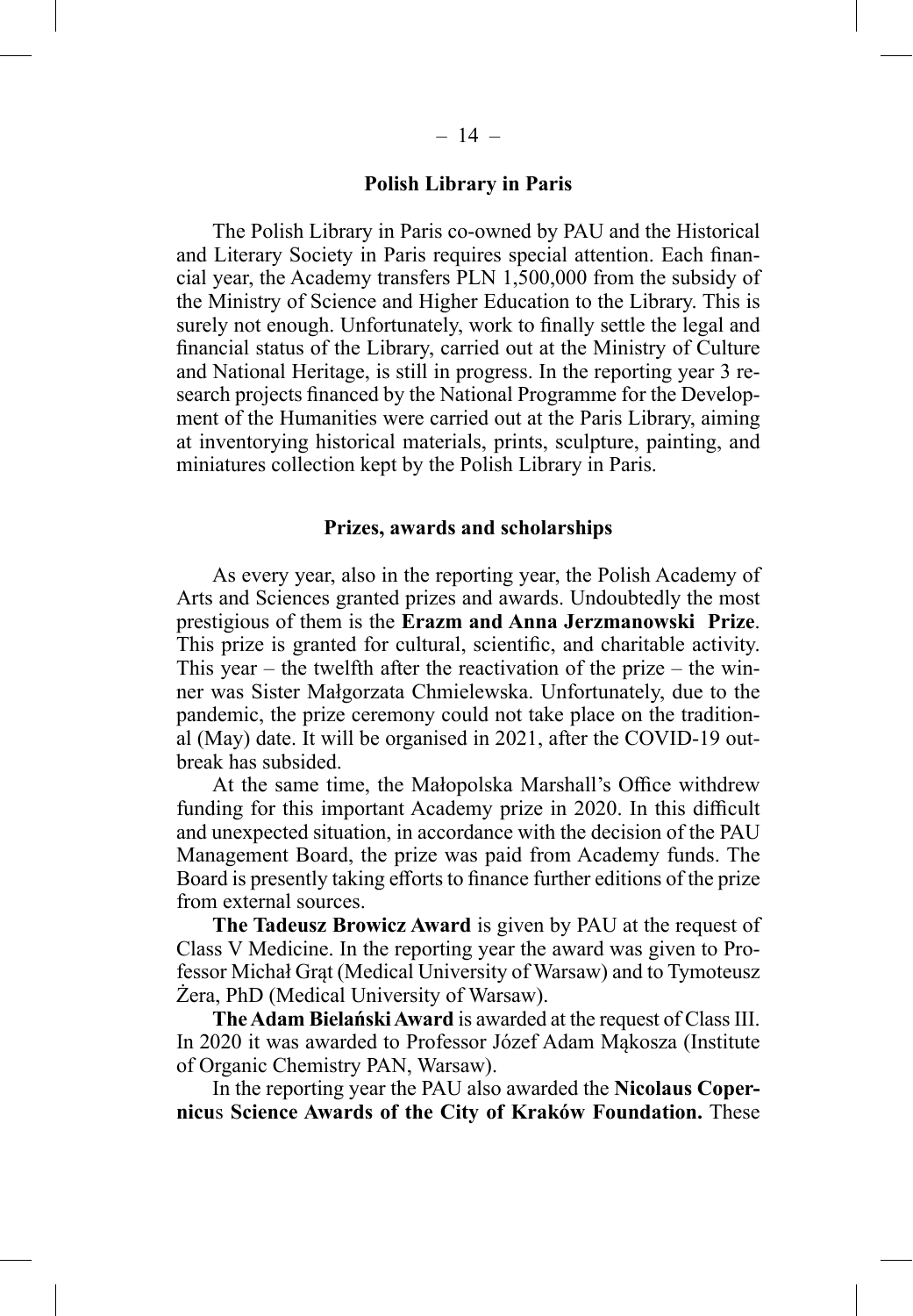## Polish Library in Paris

The Polish Library in Paris co-owned by PAU and the Historical and Literary Society in Paris requires special attention. Each financial year, the Academy transfers PLN 1,500,000 from the subsidy of the Ministry of Science and Higher Education to the Library. This is surely not enough. Unfortunately, work to finally settle the legal and financial status of the Library, carried out at the Ministry of Culture and National Heritage, is still in progress. In the reporting year 3 research projects financed by the National Programme for the Development of the Humanities were carried out at the Paris Library, aiming at inventorying historical materials, prints, sculpture, painting, and miniatures collection kept by the Polish Library in Paris.

## Prizes, awards and scholarships

As every year, also in the reporting year, the Polish Academy of Arts and Sciences granted prizes and awards. Undoubtedly the most prestigious of them is the **Erazm and Anna Jerzmanowski Prize**. This prize is granted for cultural, scientific, and charitable activity. This year – the twelfth after the reactivation of the prize – the winner was Sister Małgorzata Chmielewska. Unfortunately, due to the pandemic, the prize ceremony could not take place on the traditional (May) date. It will be organised in 2021, after the COVID-19 outbreak has subsided.

At the same time, the Małopolska Marshall's Office withdrew funding for this important Academy prize in 2020. In this difficult and unexpected situation, in accordance with the decision of the PAU Management Board, the prize was paid from Academy funds. The Board is presently taking efforts to finance further editions of the prize from external sources.

**The Tadeusz Browicz Award** is given by PAU at the request of Class V Medicine. In the reporting year the award was given to Professor Michał Grąt (Medical University of Warsaw) and to Tymoteusz Żera, PhD (Medical University of Warsaw).

**The Adam Bielański Award** is awarded at the request of Class III. In 2020 it was awarded to Professor Józef Adam Mąkosza (Institute of Organic Chemistry PAN, Warsaw).

In the reporting year the PAU also awarded the **Nicolaus Copernicus Science Awards of the City of Kraków Foundation.** These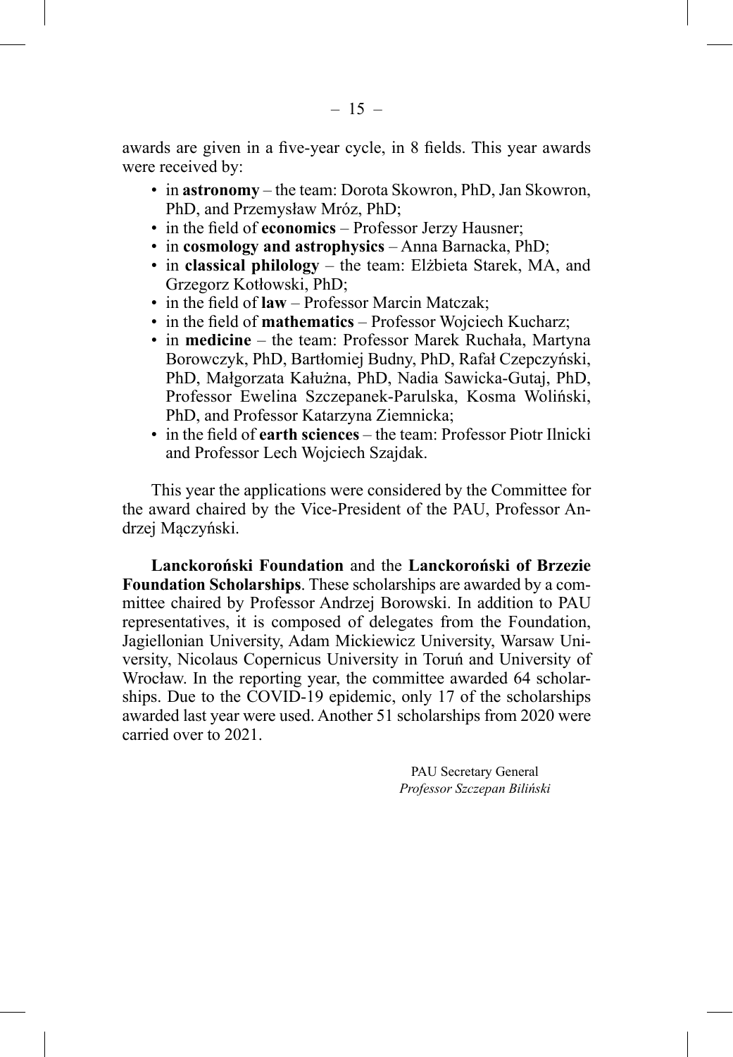awards are given in a five-year cycle, in 8 fields. This year awards were received by:

- in **astronomy** – the team: Dorota Skowron, PhD, Jan Skowron, PhD, and Przemysław Mróz, PhD;
- in the field of **economics** – Professor Jerzy Hausner;
- in **cosmology and astrophysics** – Anna Barnacka, PhD;
- in **classical philology** – the team: Elżbieta Starek, MA, and Grzegorz Kotłowski, PhD;
- in the field of **law** – Professor Marcin Matczak;
- in the field of **mathematics** – Professor Wojciech Kucharz;
- in **medicine** – the team: Professor Marek Ruchała, Martyna Borowczyk, PhD, Bartłomiej Budny, PhD, Rafał Czepczyński, PhD, Małgorzata Kałużna, PhD, Nadia Sawicka-Gutaj, PhD, Professor Ewelina Szczepanek-Parulska, Kosma Woliński, PhD, and Professor Katarzyna Ziemnicka;
- in the field of **earth sciences** – the team: Professor Piotr Ilnicki and Professor Lech Wojciech Szajdak.

This year the applications were considered by the Committee for the award chaired by the Vice-President of the PAU, Professor Andrzej Mączyński.

**Lanckoroński Foundation** and the **Lanckoroński of Brzezie Foundation Scholarships**. These scholarships are awarded by a committee chaired by Professor Andrzej Borowski. In addition to PAU representatives, it is composed of delegates from the Foundation, Jagiellonian University, Adam Mickiewicz University, Warsaw University, Nicolaus Copernicus University in Toruń and University of Wrocław. In the reporting year, the committee awarded 64 scholarships. Due to the COVID-19 epidemic, only 17 of the scholarships awarded last year were used. Another 51 scholarships from 2020 were carried over to 2021.

PAU Secretary General
*Professor Szczepan Biliński*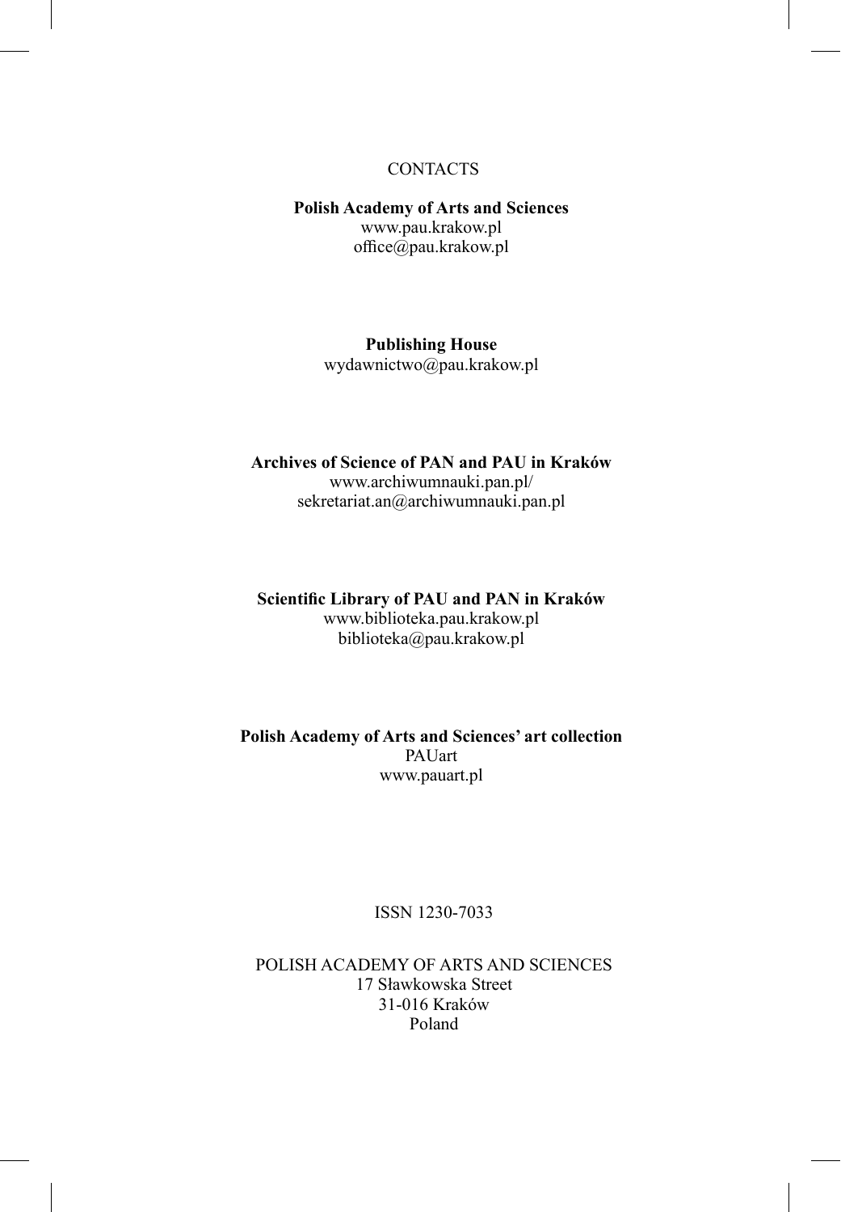CONTACTS

**Polish Academy of Arts and Sciences**
www.pau.krakow.pl
office@pau.krakow.pl

**Publishing House**
wydawnictwo@pau.krakow.pl

**Archives of Science of PAN and PAU in Kraków**
www.archiwumnauki.pan.pl/
sekretariat.an@archiwumnauki.pan.pl

**Scientific Library of PAU and PAN in Kraków**
www.biblioteka.pau.krakow.pl
biblioteka@pau.krakow.pl

**Polish Academy of Arts and Sciences' art collection**
PAUart
www.pauart.pl

ISSN 1230-7033

POLISH ACADEMY OF ARTS AND SCIENCES
17 Sławkowska Street
31-016 Kraków
Poland